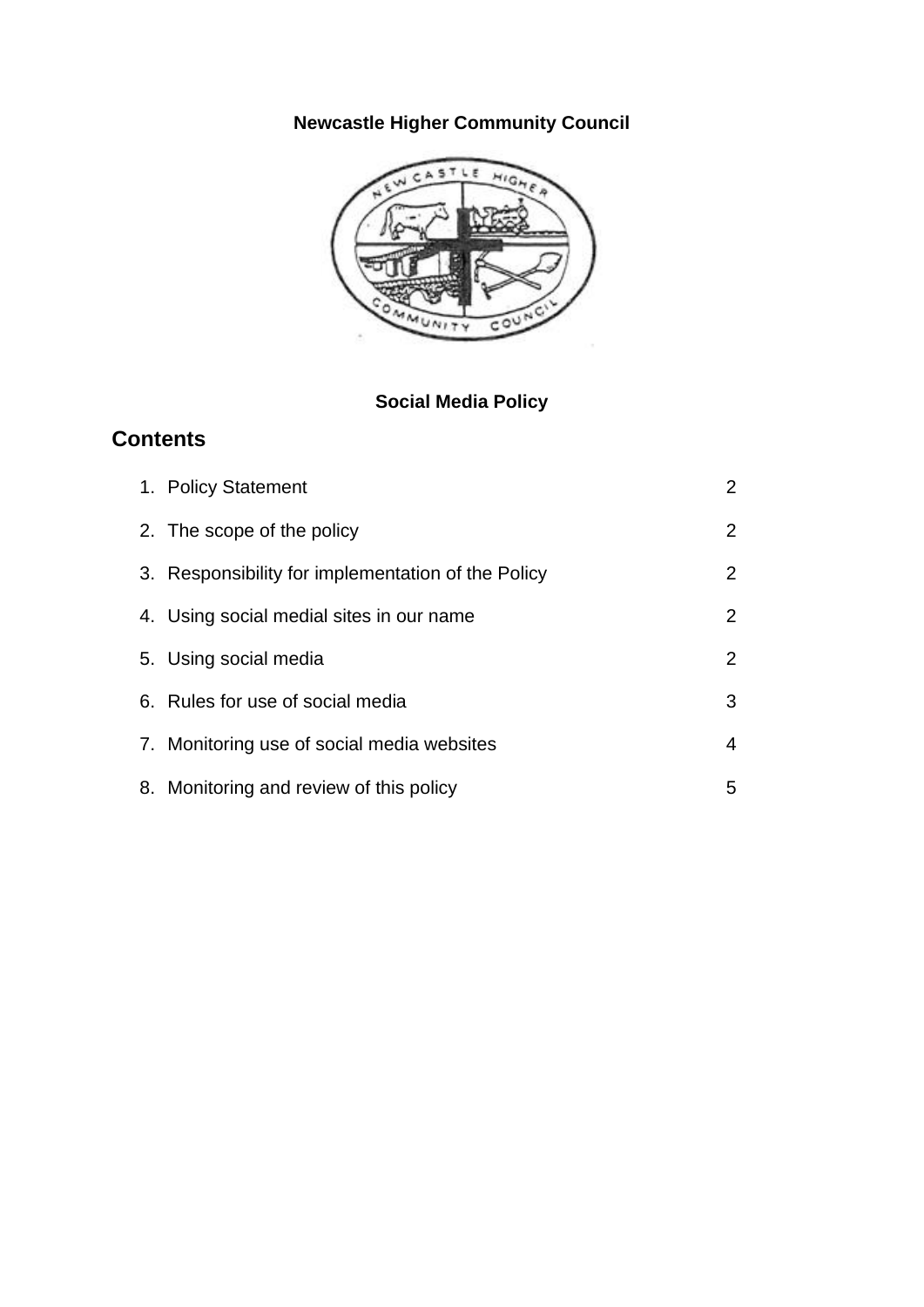**Newcastle Higher Community Council**

**Social Media Policy**

## Contents

| | |
|---|---|
| 1. Policy Statement | 2 |
| 2. The scope of the policy | 2 |
| 3. Responsibility for implementation of the Policy | 2 |
| 4. Using social medial sites in our name | 2 |
| 5. Using social media | 2 |
| 6. Rules for use of social media | 3 |
| 7. Monitoring use of social media websites | 4 |
| 8. Monitoring and review of this policy | 5 |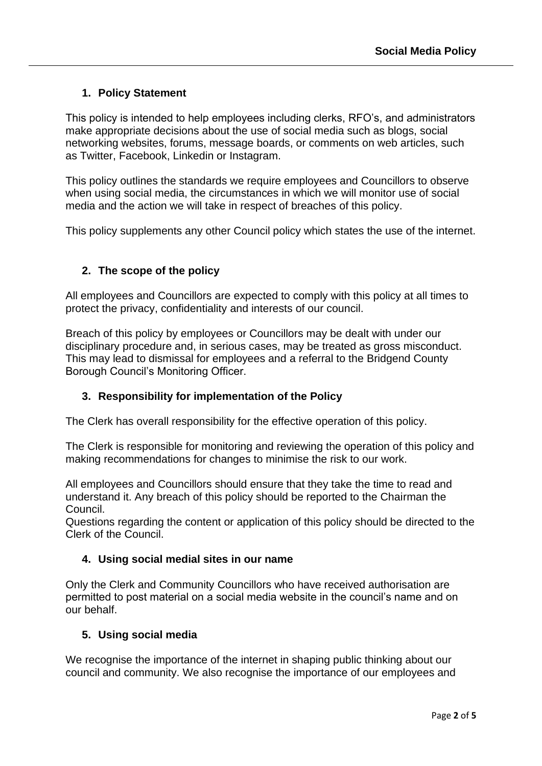## 1. Policy Statement

This policy is intended to help employees including clerks, RFO's, and administrators make appropriate decisions about the use of social media such as blogs, social networking websites, forums, message boards, or comments on web articles, such as Twitter, Facebook, Linkedin or Instagram.

This policy outlines the standards we require employees and Councillors to observe when using social media, the circumstances in which we will monitor use of social media and the action we will take in respect of breaches of this policy.

This policy supplements any other Council policy which states the use of the internet.

## 2. The scope of the policy

All employees and Councillors are expected to comply with this policy at all times to protect the privacy, confidentiality and interests of our council.

Breach of this policy by employees or Councillors may be dealt with under our disciplinary procedure and, in serious cases, may be treated as gross misconduct. This may lead to dismissal for employees and a referral to the Bridgend County Borough Council's Monitoring Officer.

## 3. Responsibility for implementation of the Policy

The Clerk has overall responsibility for the effective operation of this policy.

The Clerk is responsible for monitoring and reviewing the operation of this policy and making recommendations for changes to minimise the risk to our work.

All employees and Councillors should ensure that they take the time to read and understand it. Any breach of this policy should be reported to the Chairman the Council.
Questions regarding the content or application of this policy should be directed to the Clerk of the Council.

## 4. Using social medial sites in our name

Only the Clerk and Community Councillors who have received authorisation are permitted to post material on a social media website in the council's name and on our behalf.

## 5. Using social media

We recognise the importance of the internet in shaping public thinking about our council and community. We also recognise the importance of our employees and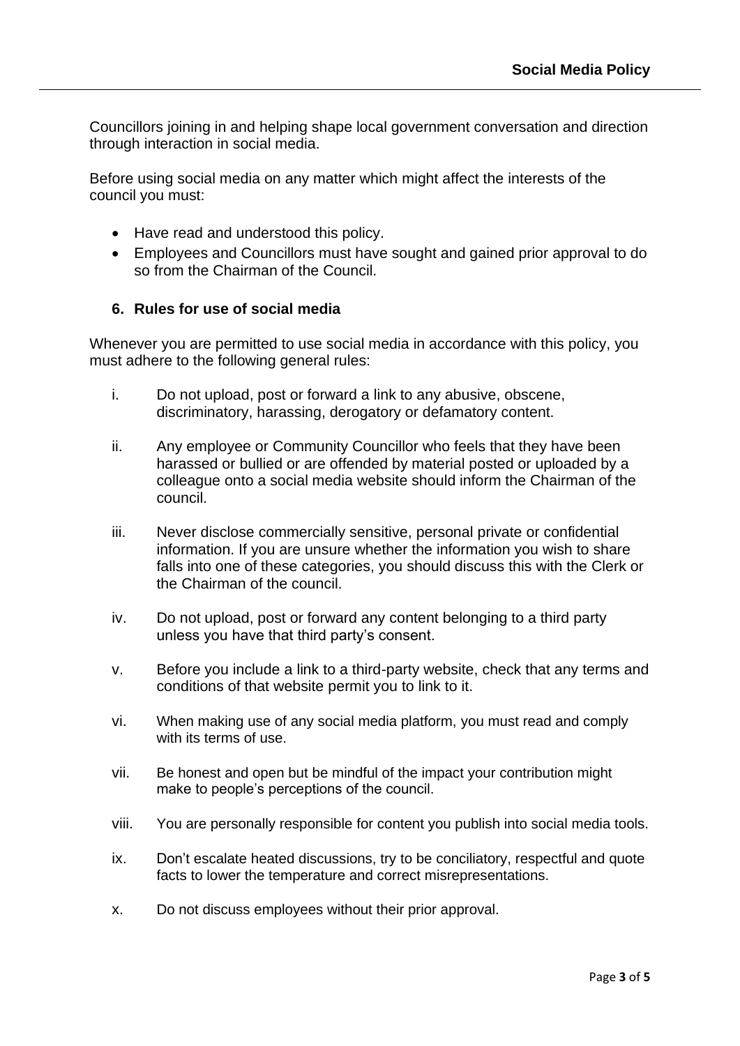Councillors joining in and helping shape local government conversation and direction through interaction in social media.

Before using social media on any matter which might affect the interests of the council you must:

- Have read and understood this policy.
- Employees and Councillors must have sought and gained prior approval to do so from the Chairman of the Council.

### 6. Rules for use of social media

Whenever you are permitted to use social media in accordance with this policy, you must adhere to the following general rules:

i. Do not upload, post or forward a link to any abusive, obscene, discriminatory, harassing, derogatory or defamatory content.

ii. Any employee or Community Councillor who feels that they have been harassed or bullied or are offended by material posted or uploaded by a colleague onto a social media website should inform the Chairman of the council.

iii. Never disclose commercially sensitive, personal private or confidential information. If you are unsure whether the information you wish to share falls into one of these categories, you should discuss this with the Clerk or the Chairman of the council.

iv. Do not upload, post or forward any content belonging to a third party unless you have that third party's consent.

v. Before you include a link to a third-party website, check that any terms and conditions of that website permit you to link to it.

vi. When making use of any social media platform, you must read and comply with its terms of use.

vii. Be honest and open but be mindful of the impact your contribution might make to people's perceptions of the council.

viii. You are personally responsible for content you publish into social media tools.

ix. Don't escalate heated discussions, try to be conciliatory, respectful and quote facts to lower the temperature and correct misrepresentations.

x. Do not discuss employees without their prior approval.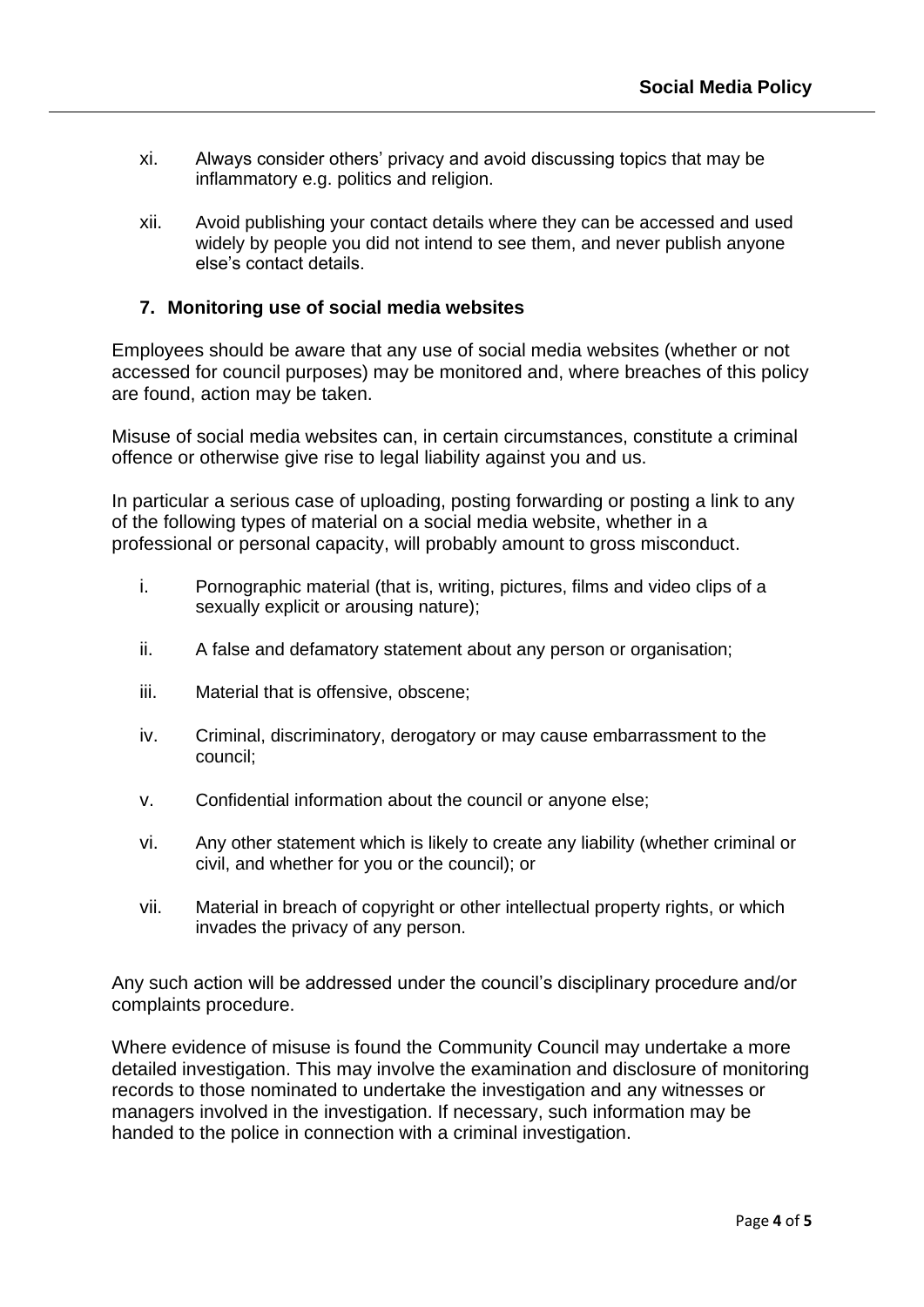xi. Always consider others' privacy and avoid discussing topics that may be inflammatory e.g. politics and religion.

xii. Avoid publishing your contact details where they can be accessed and used widely by people you did not intend to see them, and never publish anyone else's contact details.

## 7. Monitoring use of social media websites

Employees should be aware that any use of social media websites (whether or not accessed for council purposes) may be monitored and, where breaches of this policy are found, action may be taken.

Misuse of social media websites can, in certain circumstances, constitute a criminal offence or otherwise give rise to legal liability against you and us.

In particular a serious case of uploading, posting forwarding or posting a link to any of the following types of material on a social media website, whether in a professional or personal capacity, will probably amount to gross misconduct.

i. Pornographic material (that is, writing, pictures, films and video clips of a sexually explicit or arousing nature);

ii. A false and defamatory statement about any person or organisation;

iii. Material that is offensive, obscene;

iv. Criminal, discriminatory, derogatory or may cause embarrassment to the council;

v. Confidential information about the council or anyone else;

vi. Any other statement which is likely to create any liability (whether criminal or civil, and whether for you or the council); or

vii. Material in breach of copyright or other intellectual property rights, or which invades the privacy of any person.

Any such action will be addressed under the council's disciplinary procedure and/or complaints procedure.

Where evidence of misuse is found the Community Council may undertake a more detailed investigation. This may involve the examination and disclosure of monitoring records to those nominated to undertake the investigation and any witnesses or managers involved in the investigation. If necessary, such information may be handed to the police in connection with a criminal investigation.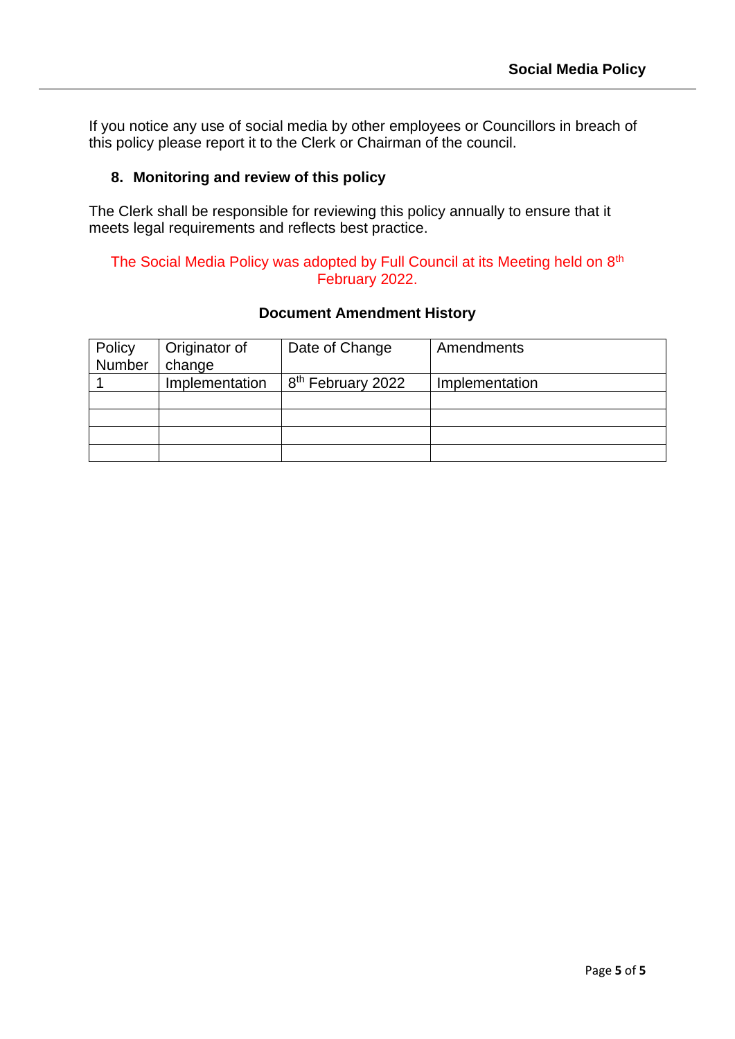If you notice any use of social media by other employees or Councillors in breach of this policy please report it to the Clerk or Chairman of the council.

## 8. Monitoring and review of this policy

The Clerk shall be responsible for reviewing this policy annually to ensure that it meets legal requirements and reflects best practice.

The Social Media Policy was adopted by Full Council at its Meeting held on 8th February 2022.

**Document Amendment History**

| Policy Number | Originator of change | Date of Change | Amendments |
|---|---|---|---|
| 1 | Implementation | 8th February 2022 | Implementation |
| | | | |
| | | | |
| | | | |
| | | | |